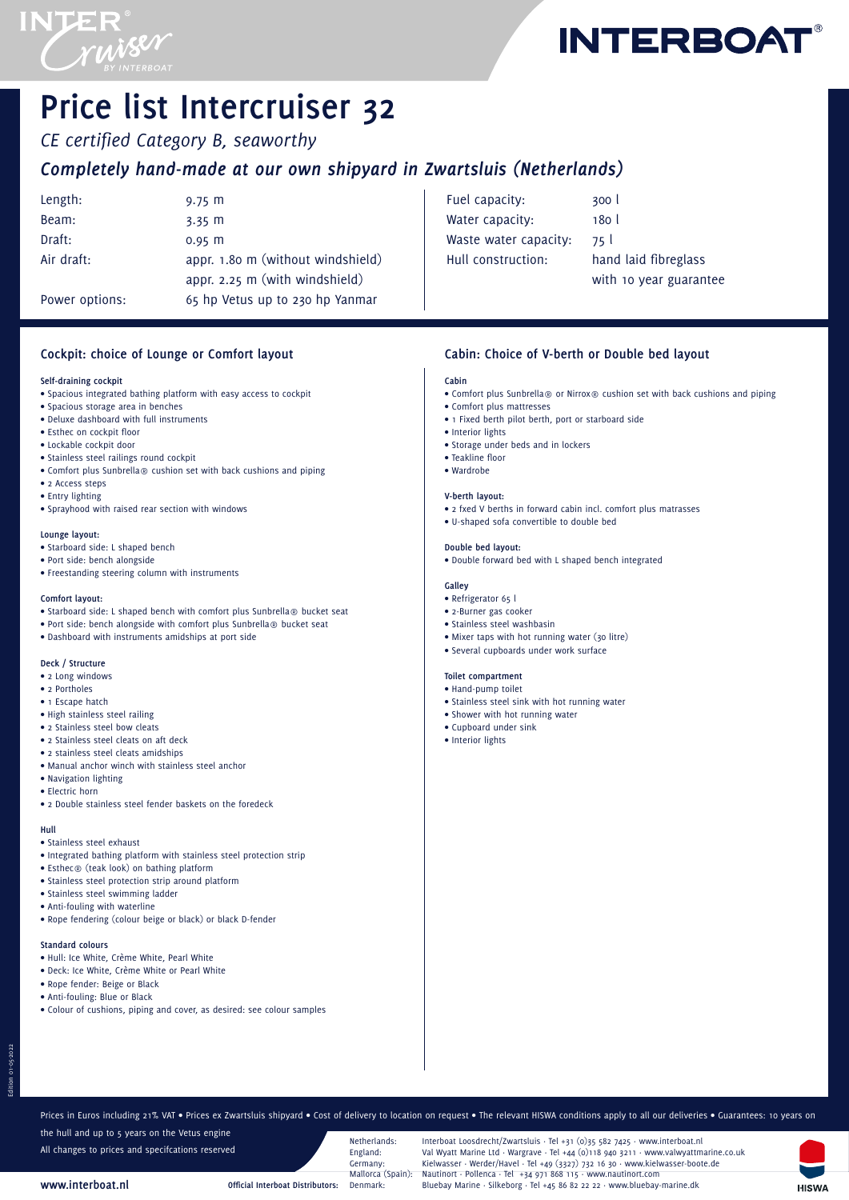INTERCRUISER BY INTERBOAT

INTERBOAT®

# Price list Intercruiser 32

*CE certified Category B, seaworthy*

## *Completely hand-made at our own shipyard in Zwartsluis (Netherlands)*

| | |
|---|---|
| Length: | 9.75 m |
| Beam: | 3.35 m |
| Draft: | 0.95 m |
| Air draft: | appr. 1.80 m (without windshield)<br>appr. 2.25 m (with windshield) |
| Power options: | 65 hp Vetus up to 230 hp Yanmar |
| Fuel capacity: | 300 l |
| Water capacity: | 180 l |
| Waste water capacity: | 75 l |
| Hull construction: | hand laid fibreglass with 10 year guarantee |

## Cockpit: choice of Lounge or Comfort layout

**Self-draining cockpit**
- Spacious integrated bathing platform with easy access to cockpit
- Spacious storage area in benches
- Deluxe dashboard with full instruments
- Esthec on cockpit floor
- Lockable cockpit door
- Stainless steel railings round cockpit
- Comfort plus Sunbrella® cushion set with back cushions and piping
- 2 Access steps
- Entry lighting
- Sprayhood with raised rear section with windows

**Lounge layout:**
- Starboard side: L shaped bench
- Port side: bench alongside
- Freestanding steering column with instruments

**Comfort layout:**
- Starboard side: L shaped bench with comfort plus Sunbrella® bucket seat
- Port side: bench alongside with comfort plus Sunbrella® bucket seat
- Dashboard with instruments amidships at port side

**Deck / Structure**
- 2 Long windows
- 2 Portholes
- 1 Escape hatch
- High stainless steel railing
- 2 Stainless steel bow cleats
- 2 Stainless steel cleats on aft deck
- 2 stainless steel cleats amidships
- Manual anchor winch with stainless steel anchor
- Navigation lighting
- Electric horn
- 2 Double stainless steel fender baskets on the foredeck

**Hull**
- Stainless steel exhaust
- Integrated bathing platform with stainless steel protection strip
- Esthec® (teak look) on bathing platform
- Stainless steel protection strip around platform
- Stainless steel swimming ladder
- Anti-fouling with waterline
- Rope fendering (colour beige or black) or black D-fender

**Standard colours**
- Hull: Ice White, Crème White, Pearl White
- Deck: Ice White, Crème White or Pearl White
- Rope fender: Beige or Black
- Anti-fouling: Blue or Black
- Colour of cushions, piping and cover, as desired: see colour samples

## Cabin: Choice of V-berth or Double bed layout

**Cabin**
- Comfort plus Sunbrella® or Nirrox® cushion set with back cushions and piping
- Comfort plus mattresses
- 1 Fixed berth pilot berth, port or starboard side
- Interior lights
- Storage under beds and in lockers
- Teakline floor
- Wardrobe

**V-berth layout:**
- 2 fxed V berths in forward cabin incl. comfort plus matrasses
- U-shaped sofa convertible to double bed

**Double bed layout:**
- Double forward bed with L shaped bench integrated

**Galley**
- Refrigerator 65 l
- 2-Burner gas cooker
- Stainless steel washbasin
- Mixer taps with hot running water (30 litre)
- Several cupboards under work surface

**Toilet compartment**
- Hand-pump toilet
- Stainless steel sink with hot running water
- Shower with hot running water
- Cupboard under sink
- Interior lights

Edition 01-05-2022

Prices in Euros including 21% VAT • Prices ex Zwartsluis shipyard • Cost of delivery to location on request • The relevant HISWA conditions apply to all our deliveries • Guarantees: 10 years on the hull and up to 5 years on the Vetus engine

All changes to prices and specifcations reserved

www.interboat.nl

**Official Interboat Distributors:**

| | |
|---|---|
| Netherlands: | Interboat Loosdrecht/Zwartsluis · Tel +31 (0)35 582 7425 · www.interboat.nl |
| England: | Val Wyatt Marine Ltd · Wargrave · Tel +44 (0)118 940 3211 · www.valwyattmarine.co.uk |
| Germany: | Kielwasser · Werder/Havel · Tel +49 (3327) 732 16 30 · www.kielwasser-boote.de |
| Mallorca (Spain): | Nautinort · Pollenca · Tel +34 971 868 115 · www.nautinort.com |
| Denmark: | Bluebay Marine · Silkeborg · Tel +45 86 82 22 22 · www.bluebay-marine.dk |

HISWA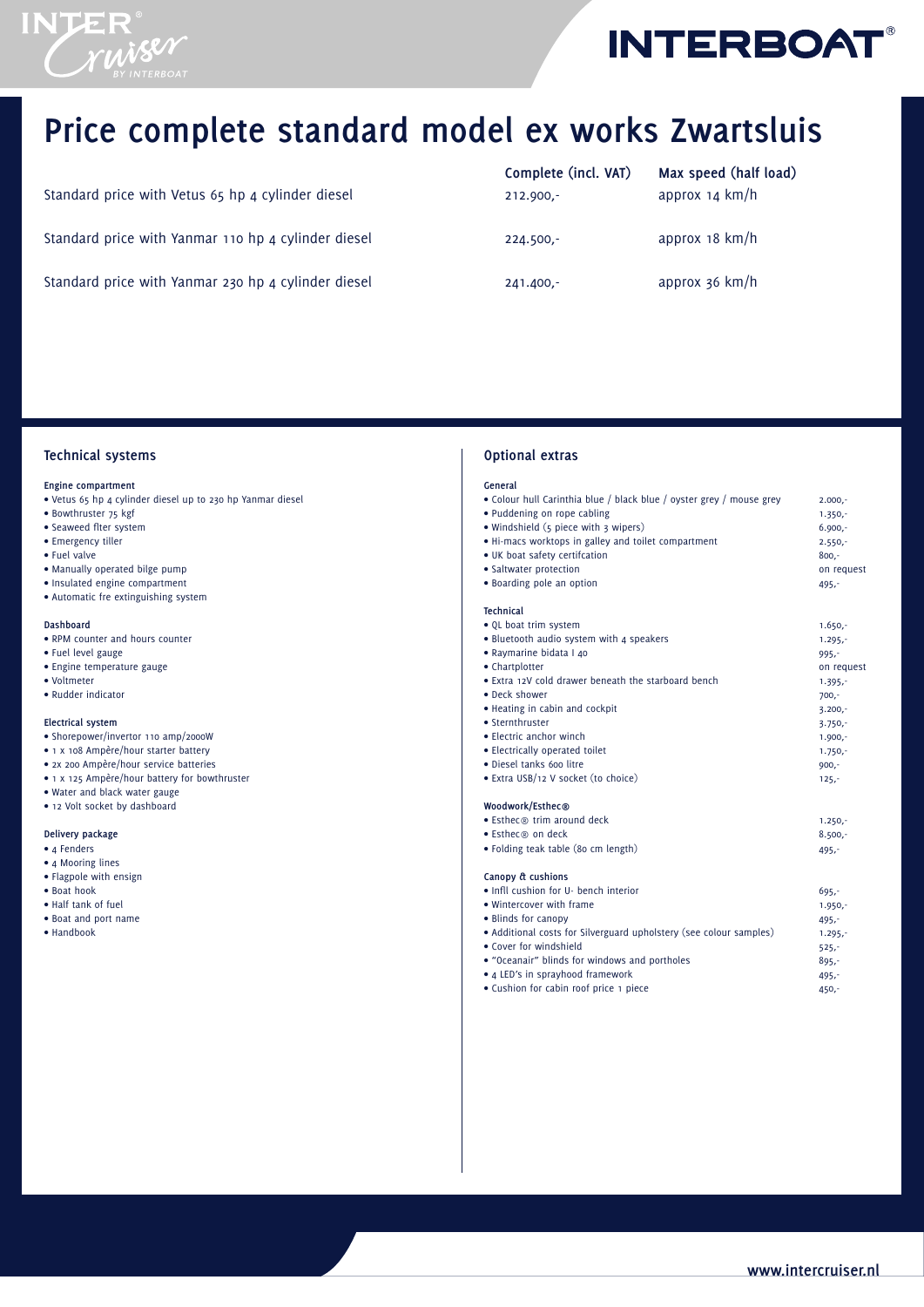# Price complete standard model ex works Zwartsluis

| | Complete (incl. VAT) | Max speed (half load) |
|---|---|---|
| Standard price with Vetus 65 hp 4 cylinder diesel | 212.900,- | approx 14 km/h |
| Standard price with Yanmar 110 hp 4 cylinder diesel | 224.500,- | approx 18 km/h |
| Standard price with Yanmar 230 hp 4 cylinder diesel | 241.400,- | approx 36 km/h |

## Technical systems

**Engine compartment**

- Vetus 65 hp 4 cylinder diesel up to 230 hp Yanmar diesel
- Bowthruster 75 kgf
- Seaweed flter system
- Emergency tiller
- Fuel valve
- Manually operated bilge pump
- Insulated engine compartment
- Automatic fre extinguishing system

**Dashboard**

- RPM counter and hours counter
- Fuel level gauge
- Engine temperature gauge
- Voltmeter
- Rudder indicator

**Electrical system**

- Shorepower/invertor 110 amp/2000W
- 1 x 108 Ampère/hour starter battery
- 2x 200 Ampère/hour service batteries
- 1 x 125 Ampère/hour battery for bowthruster
- Water and black water gauge
- 12 Volt socket by dashboard

**Delivery package**

- 4 Fenders
- 4 Mooring lines
- Flagpole with ensign
- Boat hook
- Half tank of fuel
- Boat and port name
- Handbook

## Optional extras

**General**

| | |
|---|---|
| • Colour hull Carinthia blue / black blue / oyster grey / mouse grey | 2.000,- |
| • Puddening on rope cabling | 1.350,- |
| • Windshield (5 piece with 3 wipers) | 6.900,- |
| • Hi-macs worktops in galley and toilet compartment | 2.550,- |
| • UK boat safety certifcation | 800,- |
| • Saltwater protection | on request |
| • Boarding pole an option | 495,- |

**Technical**

| | |
|---|---|
| • QL boat trim system | 1.650,- |
| • Bluetooth audio system with 4 speakers | 1.295,- |
| • Raymarine bidata I 40 | 995,- |
| • Chartplotter | on request |
| • Extra 12V cold drawer beneath the starboard bench | 1.395,- |
| • Deck shower | 700,- |
| • Heating in cabin and cockpit | 3.200,- |
| • Sternthruster | 3.750,- |
| • Electric anchor winch | 1.900,- |
| • Electrically operated toilet | 1.750,- |
| • Diesel tanks 600 litre | 900,- |
| • Extra USB/12 V socket (to choice) | 125,- |

**Woodwork/Esthec®**

| | |
|---|---|
| • Esthec® trim around deck | 1.250,- |
| • Esthec® on deck | 8.500,- |
| • Folding teak table (80 cm length) | 495,- |

**Canopy & cushions**

| | |
|---|---|
| • Infll cushion for U- bench interior | 695,- |
| • Wintercover with frame | 1.950,- |
| • Blinds for canopy | 495,- |
| • Additional costs for Silverguard upholstery (see colour samples) | 1.295,- |
| • Cover for windshield | 525,- |
| • "Oceanair" blinds for windows and portholes | 895,- |
| • 4 LED's in sprayhood framework | 495,- |
| • Cushion for cabin roof price 1 piece | 450,- |

www.intercruiser.nl